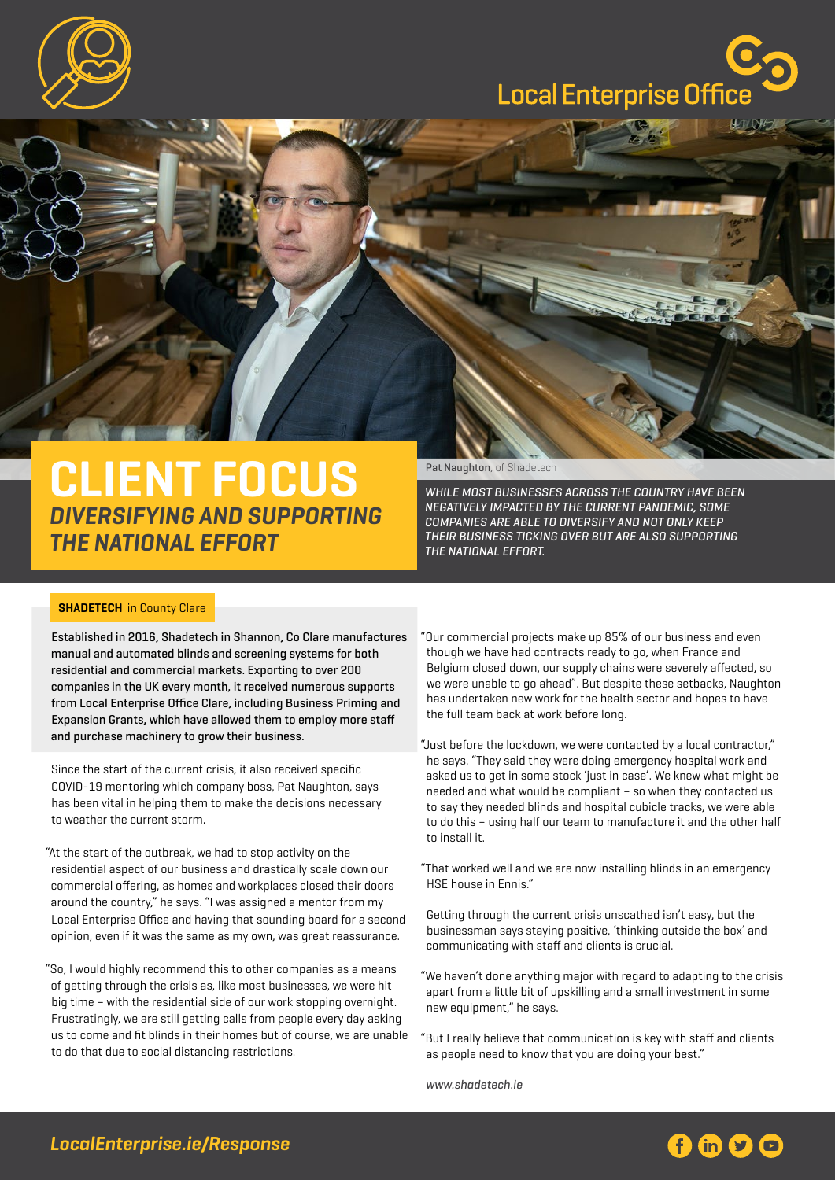Local Enterprise Office

# CLIENT FOCUS

## *DIVERSIFYING AND SUPPORTING THE NATIONAL EFFORT*

Pat Naughton, of Shadetech

*WHILE MOST BUSINESSES ACROSS THE COUNTRY HAVE BEEN NEGATIVELY IMPACTED BY THE CURRENT PANDEMIC, SOME COMPANIES ARE ABLE TO DIVERSIFY AND NOT ONLY KEEP THEIR BUSINESS TICKING OVER BUT ARE ALSO SUPPORTING THE NATIONAL EFFORT.*

**SHADETECH** in County Clare

Established in 2016, Shadetech in Shannon, Co Clare manufactures manual and automated blinds and screening systems for both residential and commercial markets. Exporting to over 200 companies in the UK every month, it received numerous supports from Local Enterprise Office Clare, including Business Priming and Expansion Grants, which have allowed them to employ more staff and purchase machinery to grow their business.

Since the start of the current crisis, it also received specific COVID-19 mentoring which company boss, Pat Naughton, says has been vital in helping them to make the decisions necessary to weather the current storm.

"At the start of the outbreak, we had to stop activity on the residential aspect of our business and drastically scale down our commercial offering, as homes and workplaces closed their doors around the country," he says. "I was assigned a mentor from my Local Enterprise Office and having that sounding board for a second opinion, even if it was the same as my own, was great reassurance.

"So, I would highly recommend this to other companies as a means of getting through the crisis as, like most businesses, we were hit big time – with the residential side of our work stopping overnight. Frustratingly, we are still getting calls from people every day asking us to come and fit blinds in their homes but of course, we are unable to do that due to social distancing restrictions.

"Our commercial projects make up 85% of our business and even though we have had contracts ready to go, when France and Belgium closed down, our supply chains were severely affected, so we were unable to go ahead". But despite these setbacks, Naughton has undertaken new work for the health sector and hopes to have the full team back at work before long.

"Just before the lockdown, we were contacted by a local contractor," he says. "They said they were doing emergency hospital work and asked us to get in some stock 'just in case'. We knew what might be needed and what would be compliant – so when they contacted us to say they needed blinds and hospital cubicle tracks, we were able to do this – using half our team to manufacture it and the other half to install it.

"That worked well and we are now installing blinds in an emergency HSE house in Ennis."

Getting through the current crisis unscathed isn't easy, but the businessman says staying positive, 'thinking outside the box' and communicating with staff and clients is crucial.

"We haven't done anything major with regard to adapting to the crisis apart from a little bit of upskilling and a small investment in some new equipment," he says.

"But I really believe that communication is key with staff and clients as people need to know that you are doing your best."

*www.shadetech.ie*

*LocalEnterprise.ie/Response*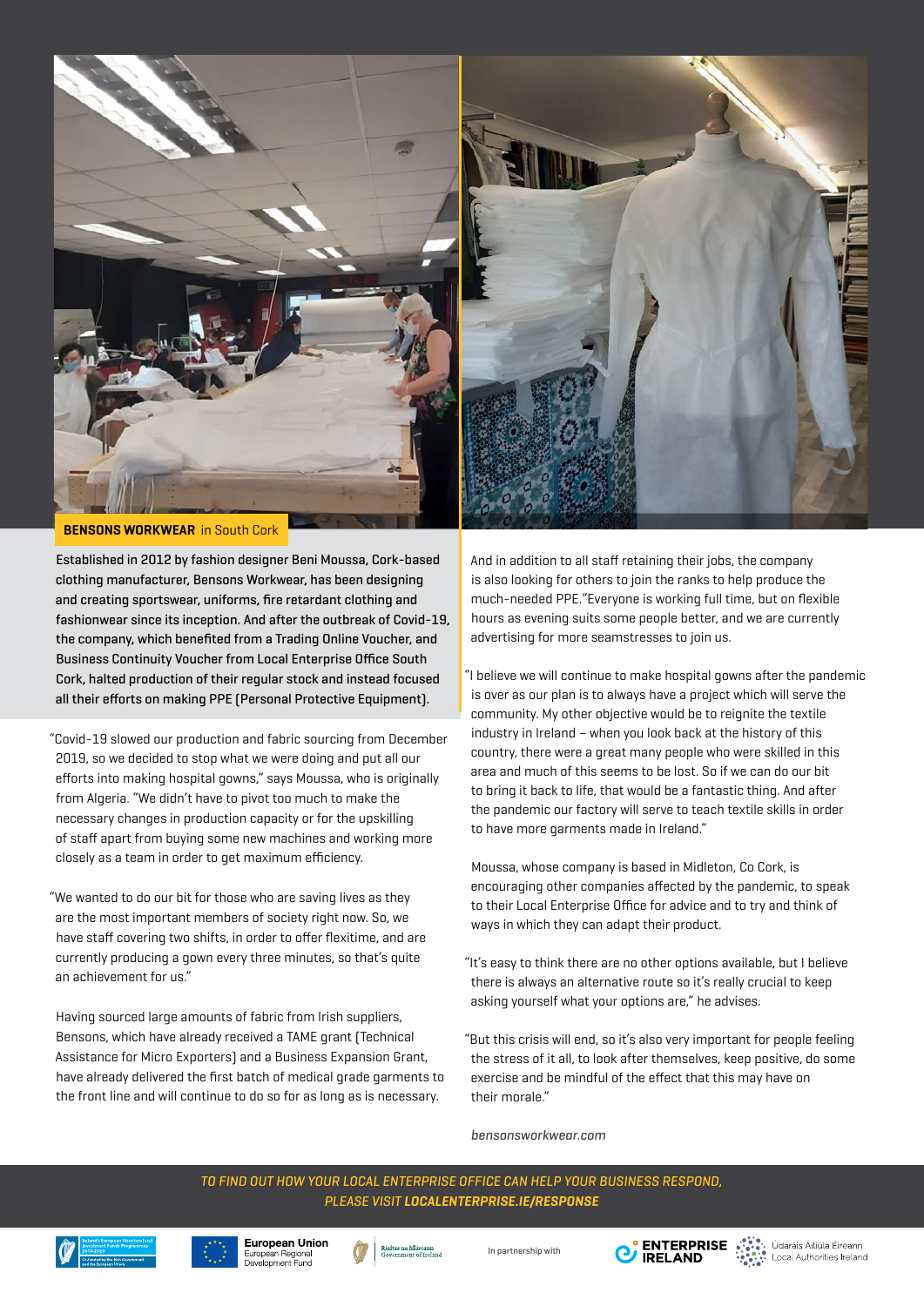**BENSONS WORKWEAR** in South Cork

**Established in 2012 by fashion designer Beni Moussa, Cork-based clothing manufacturer, Bensons Workwear, has been designing and creating sportswear, uniforms, fire retardant clothing and fashionwear since its inception. And after the outbreak of Covid-19, the company, which benefited from a Trading Online Voucher, and Business Continuity Voucher from Local Enterprise Office South Cork, halted production of their regular stock and instead focused all their efforts on making PPE (Personal Protective Equipment).**

"Covid-19 slowed our production and fabric sourcing from December 2019, so we decided to stop what we were doing and put all our efforts into making hospital gowns," says Moussa, who is originally from Algeria. "We didn't have to pivot too much to make the necessary changes in production capacity or for the upskilling of staff apart from buying some new machines and working more closely as a team in order to get maximum efficiency.

"We wanted to do our bit for those who are saving lives as they are the most important members of society right now. So, we have staff covering two shifts, in order to offer flexitime, and are currently producing a gown every three minutes, so that's quite an achievement for us."

Having sourced large amounts of fabric from Irish suppliers, Bensons, which have already received a TAME grant (Technical Assistance for Micro Exporters) and a Business Expansion Grant, have already delivered the first batch of medical grade garments to the front line and will continue to do so for as long as is necessary.

And in addition to all staff retaining their jobs, the company is also looking for others to join the ranks to help produce the much-needed PPE."Everyone is working full time, but on flexible hours as evening suits some people better, and we are currently advertising for more seamstresses to join us.

"I believe we will continue to make hospital gowns after the pandemic is over as our plan is to always have a project which will serve the community. My other objective would be to reignite the textile industry in Ireland – when you look back at the history of this country, there were a great many people who were skilled in this area and much of this seems to be lost. So if we can do our bit to bring it back to life, that would be a fantastic thing. And after the pandemic our factory will serve to teach textile skills in order to have more garments made in Ireland."

Moussa, whose company is based in Midleton, Co Cork, is encouraging other companies affected by the pandemic, to speak to their Local Enterprise Office for advice and to try and think of ways in which they can adapt their product.

"It's easy to think there are no other options available, but I believe there is always an alternative route so it's really crucial to keep asking yourself what your options are," he advises.

"But this crisis will end, so it's also very important for people feeling the stress of it all, to look after themselves, keep positive, do some exercise and be mindful of the effect that this may have on their morale."

*bensonsworkwear.com*

*TO FIND OUT HOW YOUR LOCAL ENTERPRISE OFFICE CAN HELP YOUR BUSINESS RESPOND, PLEASE VISIT* ***LOCALENTERPRISE.IE/RESPONSE***

European Union European Regional Development Fund

Rialtas na hÉireann Government of Ireland

In partnership with ENTERPRISE IRELAND

Údaráis Áitiúla Éireann Local Authorities Ireland